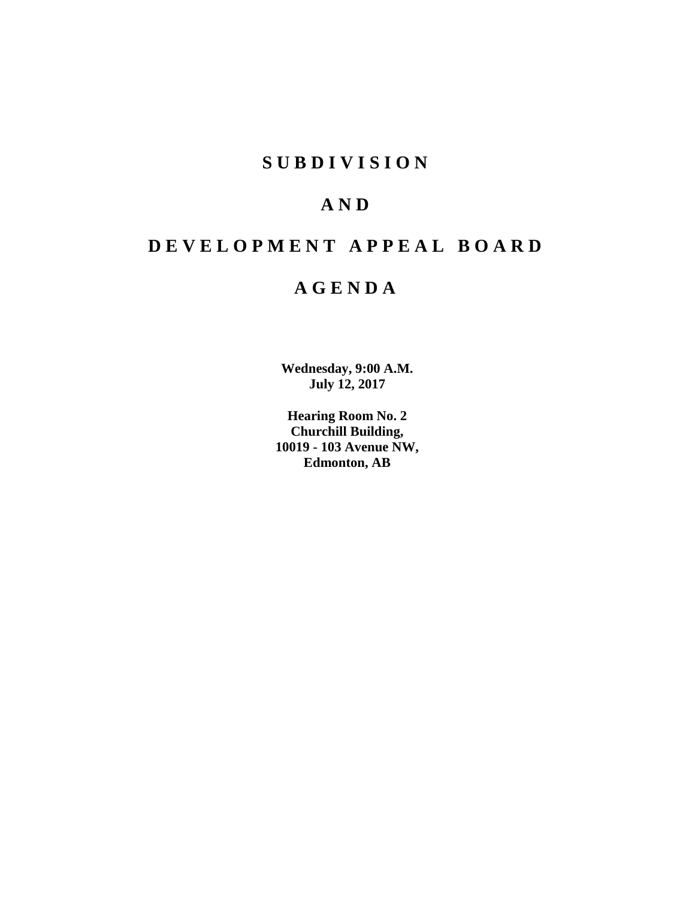# SUBDIVISION

# AND

# DEVELOPMENT APPEAL BOARD

# AGENDA

**Wednesday, 9:00 A.M.**
**July 12, 2017**

**Hearing Room No. 2**
**Churchill Building,**
**10019 - 103 Avenue NW,**
**Edmonton, AB**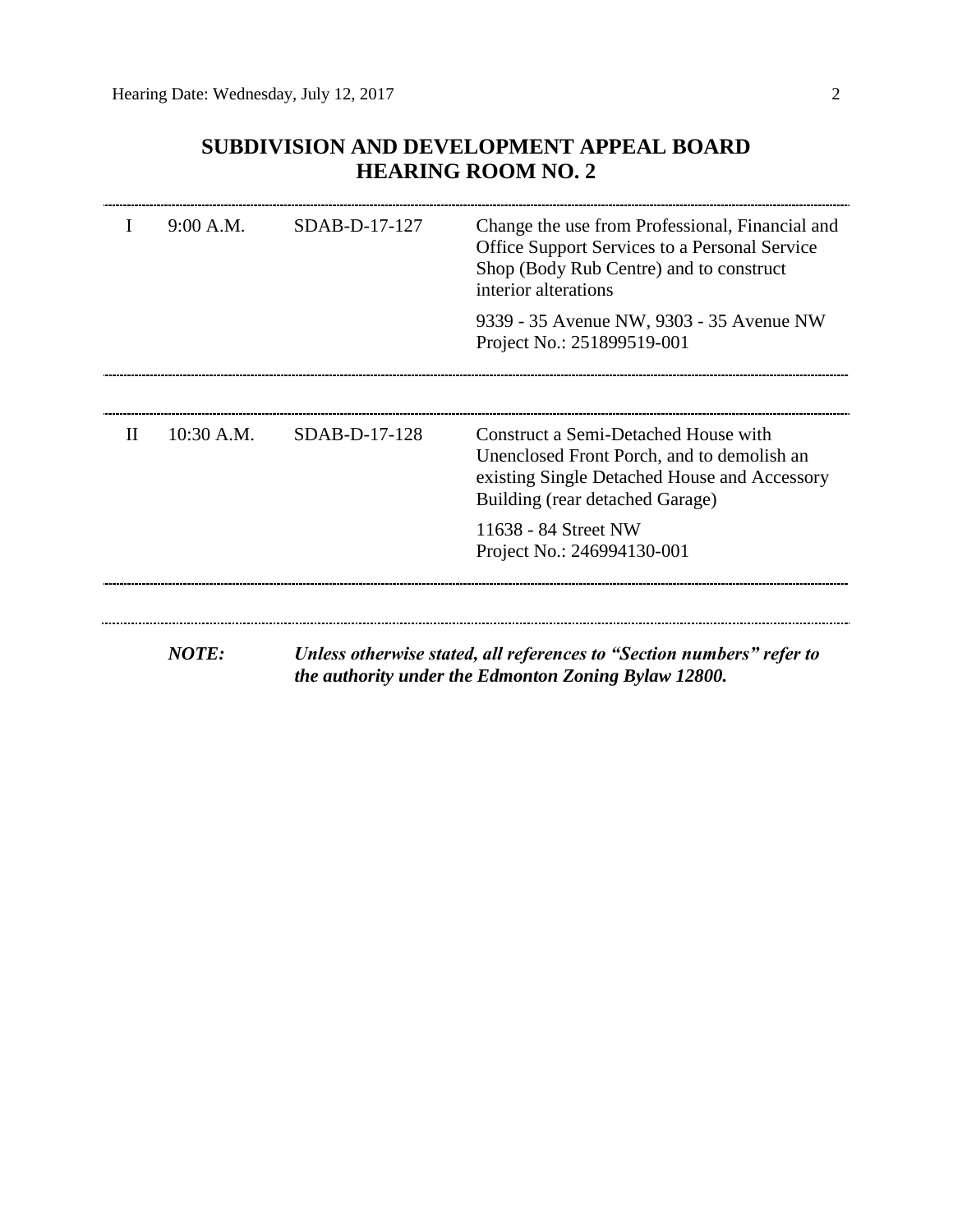## SUBDIVISION AND DEVELOPMENT APPEAL BOARD
## HEARING ROOM NO. 2

| | | | |
|---|---|---|---|
| I | 9:00 A.M. | SDAB-D-17-127 | Change the use from Professional, Financial and Office Support Services to a Personal Service Shop (Body Rub Centre) and to construct interior alterations<br><br>9339 - 35 Avenue NW, 9303 - 35 Avenue NW<br>Project No.: 251899519-001 |
| II | 10:30 A.M. | SDAB-D-17-128 | Construct a Semi-Detached House with Unenclosed Front Porch, and to demolish an existing Single Detached House and Accessory Building (rear detached Garage)<br><br>11638 - 84 Street NW<br>Project No.: 246994130-001 |

***NOTE:*** ***Unless otherwise stated, all references to "Section numbers" refer to the authority under the Edmonton Zoning Bylaw 12800.***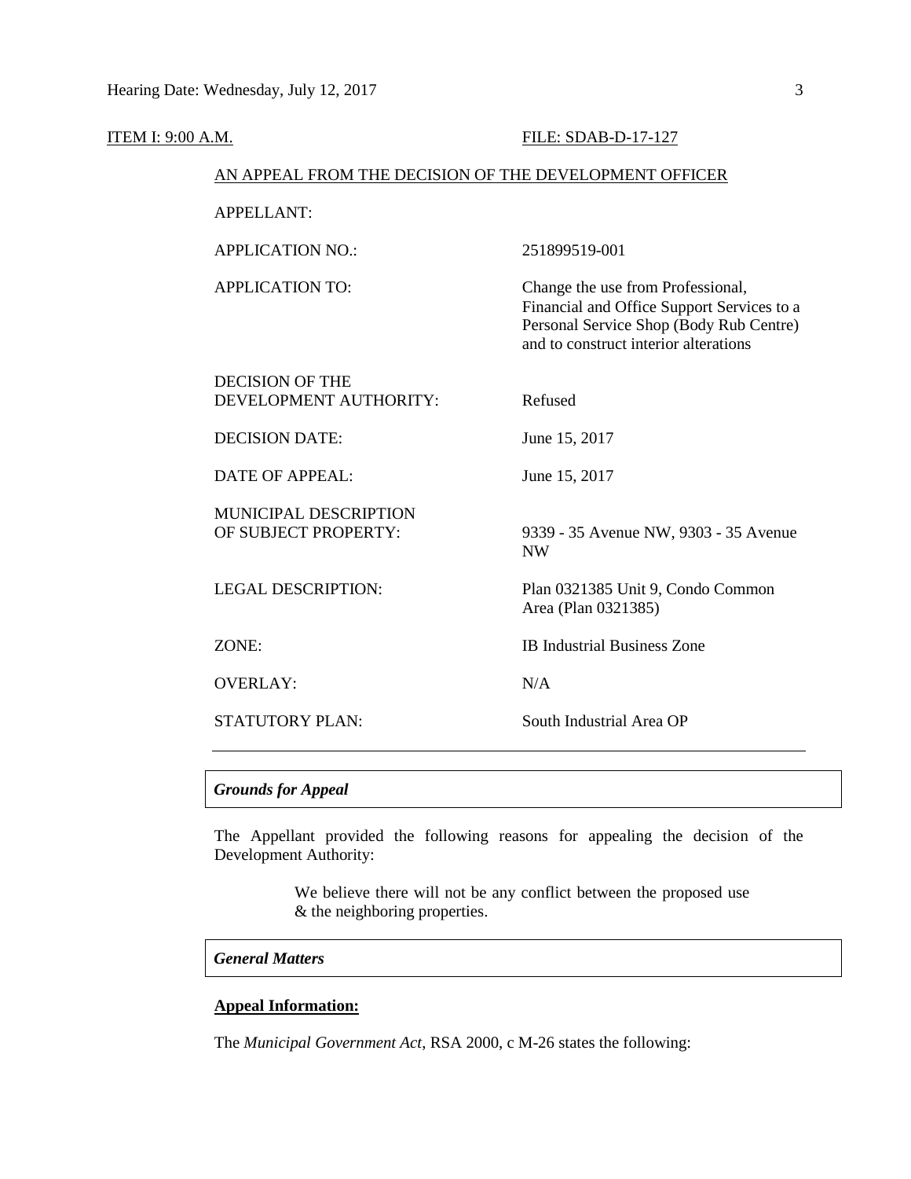ITEM I: 9:00 A.M. FILE: SDAB-D-17-127

AN APPEAL FROM THE DECISION OF THE DEVELOPMENT OFFICER

| | |
|---|---|
| APPELLANT: | |
| APPLICATION NO.: | 251899519-001 |
| APPLICATION TO: | Change the use from Professional, Financial and Office Support Services to a Personal Service Shop (Body Rub Centre) and to construct interior alterations |
| DECISION OF THE DEVELOPMENT AUTHORITY: | Refused |
| DECISION DATE: | June 15, 2017 |
| DATE OF APPEAL: | June 15, 2017 |
| MUNICIPAL DESCRIPTION OF SUBJECT PROPERTY: | 9339 - 35 Avenue NW, 9303 - 35 Avenue NW |
| LEGAL DESCRIPTION: | Plan 0321385 Unit 9, Condo Common Area (Plan 0321385) |
| ZONE: | IB Industrial Business Zone |
| OVERLAY: | N/A |
| STATUTORY PLAN: | South Industrial Area OP |

### *Grounds for Appeal*

The Appellant provided the following reasons for appealing the decision of the Development Authority:

> We believe there will not be any conflict between the proposed use & the neighboring properties.

### *General Matters*

**Appeal Information:**

The *Municipal Government Act*, RSA 2000, c M-26 states the following: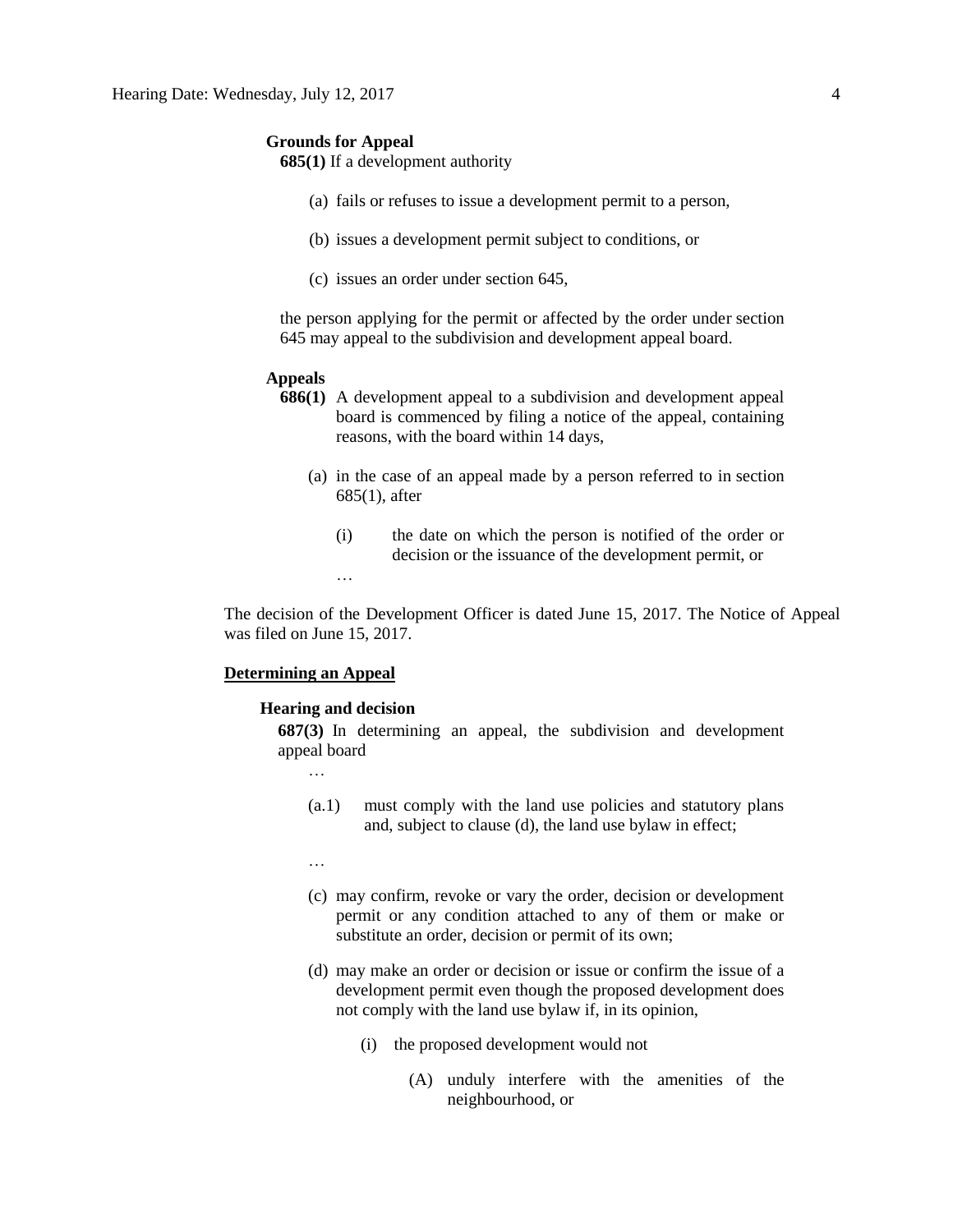**Grounds for Appeal**

**685(1)** If a development authority

(a) fails or refuses to issue a development permit to a person,

(b) issues a development permit subject to conditions, or

(c) issues an order under section 645,

the person applying for the permit or affected by the order under section 645 may appeal to the subdivision and development appeal board.

**Appeals**

**686(1)** A development appeal to a subdivision and development appeal board is commenced by filing a notice of the appeal, containing reasons, with the board within 14 days,

(a) in the case of an appeal made by a person referred to in section 685(1), after

(i) the date on which the person is notified of the order or decision or the issuance of the development permit, or

…

The decision of the Development Officer is dated June 15, 2017. The Notice of Appeal was filed on June 15, 2017.

**Determining an Appeal**

**Hearing and decision**

**687(3)** In determining an appeal, the subdivision and development appeal board

…

(a.1) must comply with the land use policies and statutory plans and, subject to clause (d), the land use bylaw in effect;

…

(c) may confirm, revoke or vary the order, decision or development permit or any condition attached to any of them or make or substitute an order, decision or permit of its own;

(d) may make an order or decision or issue or confirm the issue of a development permit even though the proposed development does not comply with the land use bylaw if, in its opinion,

(i) the proposed development would not

(A) unduly interfere with the amenities of the neighbourhood, or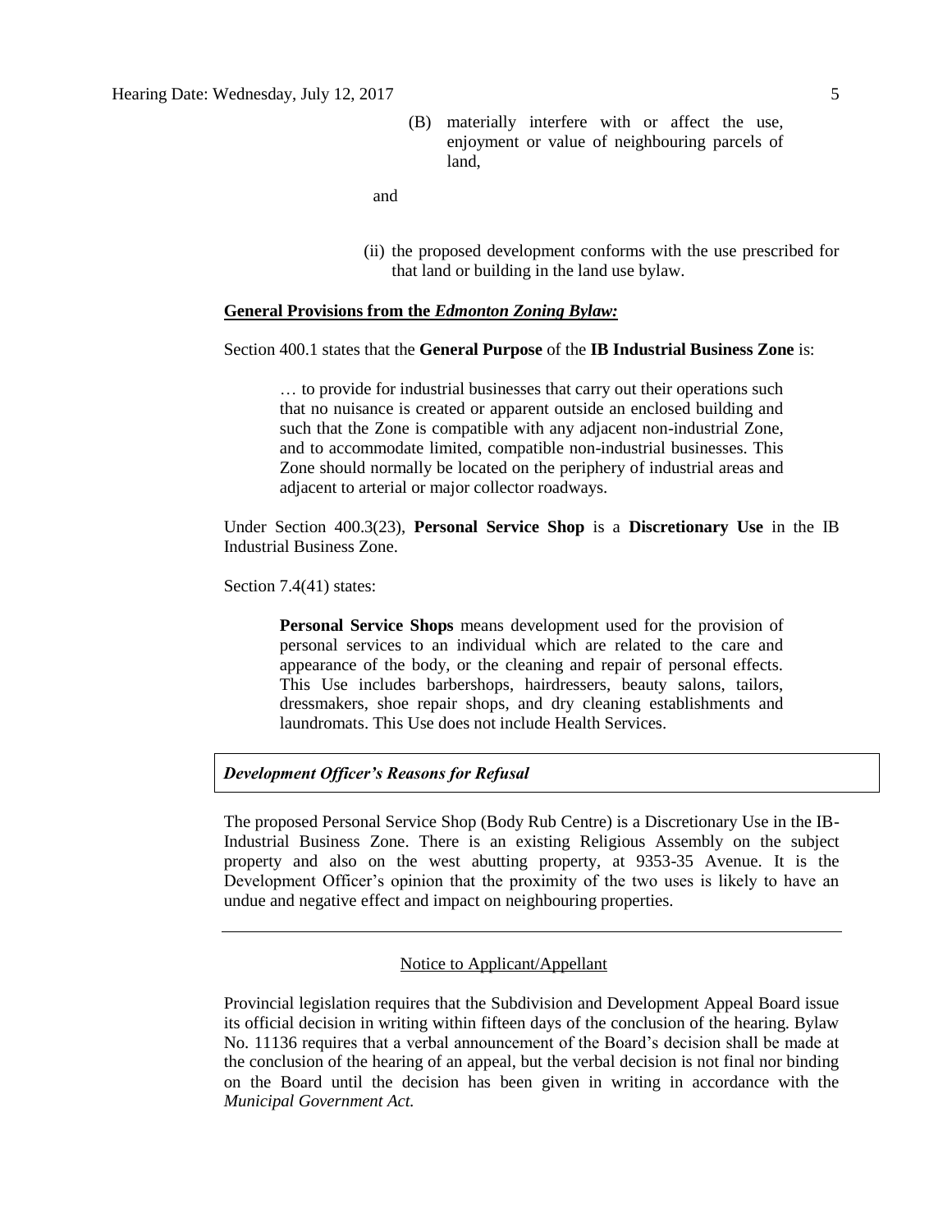(B) materially interfere with or affect the use, enjoyment or value of neighbouring parcels of land,

and

(ii) the proposed development conforms with the use prescribed for that land or building in the land use bylaw.

**General Provisions from the *Edmonton Zoning Bylaw:***

Section 400.1 states that the **General Purpose** of the **IB Industrial Business Zone** is:

> … to provide for industrial businesses that carry out their operations such that no nuisance is created or apparent outside an enclosed building and such that the Zone is compatible with any adjacent non-industrial Zone, and to accommodate limited, compatible non-industrial businesses. This Zone should normally be located on the periphery of industrial areas and adjacent to arterial or major collector roadways.

Under Section 400.3(23), **Personal Service Shop** is a **Discretionary Use** in the IB Industrial Business Zone.

Section 7.4(41) states:

> **Personal Service Shops** means development used for the provision of personal services to an individual which are related to the care and appearance of the body, or the cleaning and repair of personal effects. This Use includes barbershops, hairdressers, beauty salons, tailors, dressmakers, shoe repair shops, and dry cleaning establishments and laundromats. This Use does not include Health Services.

***Development Officer's Reasons for Refusal***

The proposed Personal Service Shop (Body Rub Centre) is a Discretionary Use in the IB-Industrial Business Zone. There is an existing Religious Assembly on the subject property and also on the west abutting property, at 9353-35 Avenue. It is the Development Officer's opinion that the proximity of the two uses is likely to have an undue and negative effect and impact on neighbouring properties.

---

Notice to Applicant/Appellant

Provincial legislation requires that the Subdivision and Development Appeal Board issue its official decision in writing within fifteen days of the conclusion of the hearing. Bylaw No. 11136 requires that a verbal announcement of the Board's decision shall be made at the conclusion of the hearing of an appeal, but the verbal decision is not final nor binding on the Board until the decision has been given in writing in accordance with the *Municipal Government Act.*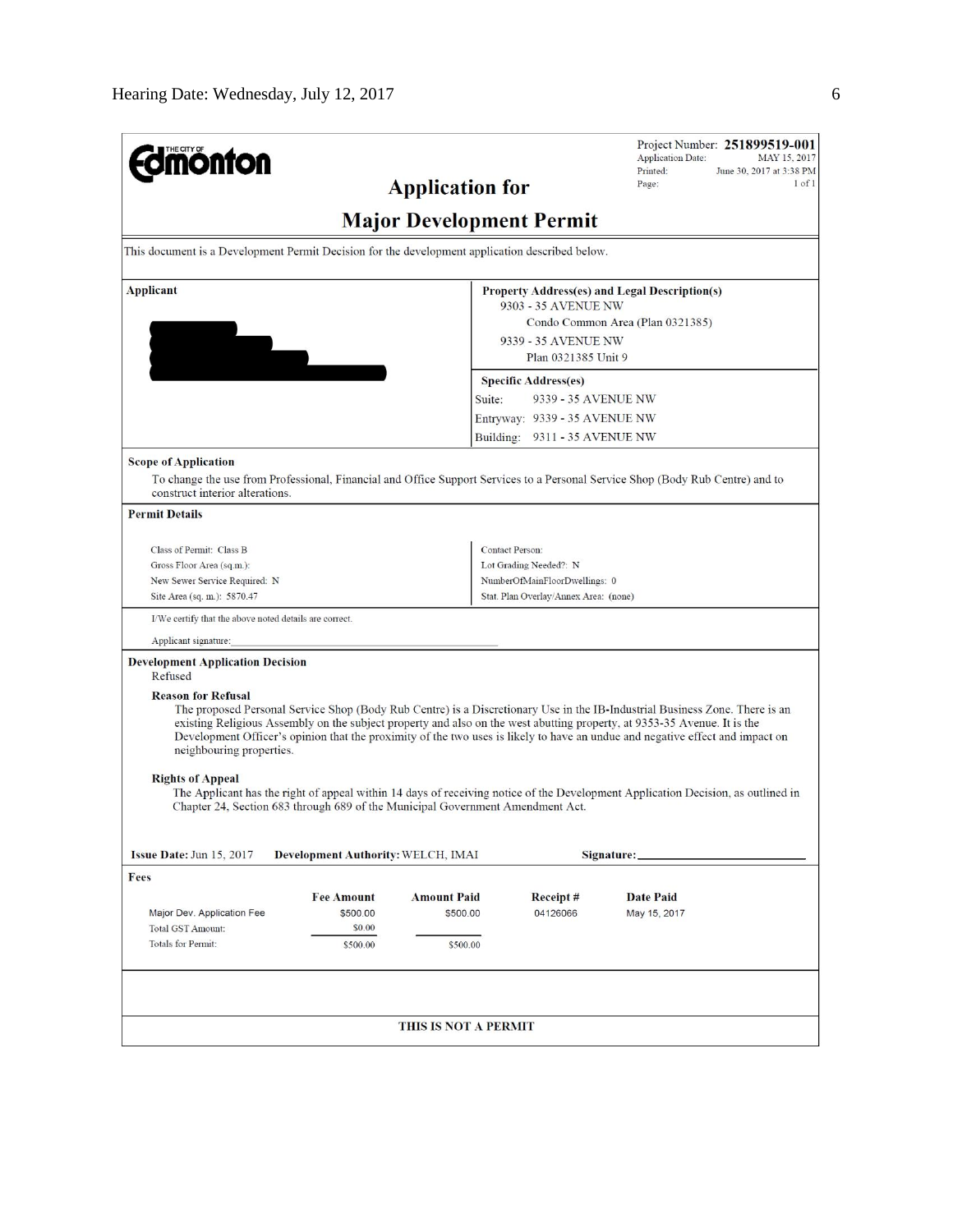THE CITY OF **Edmonton**

Project Number: **251899519-001**
Application Date: MAY 15, 2017
Printed: June 30, 2017 at 3:38 PM
Page: 1 of 1

# Application for

# Major Development Permit

This document is a Development Permit Decision for the development application described below.

| Applicant | Property Address(es) and Legal Description(s) |
|---|---|
| | 9303 - 35 AVENUE NW<br>Condo Common Area (Plan 0321385)<br>9339 - 35 AVENUE NW<br>Plan 0321385 Unit 9 |
| | **Specific Address(es)**<br>Suite: 9339 - 35 AVENUE NW<br>Entryway: 9339 - 35 AVENUE NW<br>Building: 9311 - 35 AVENUE NW |

**Scope of Application**

To change the use from Professional, Financial and Office Support Services to a Personal Service Shop (Body Rub Centre) and to construct interior alterations.

**Permit Details**

| | |
|---|---|
| Class of Permit: Class B | Contact Person: |
| Gross Floor Area (sq.m.): | Lot Grading Needed?: N |
| New Sewer Service Required: N | NumberOfMainFloorDwellings: 0 |
| Site Area (sq. m.): 5870.47 | Stat. Plan Overlay/Annex Area: (none) |

I/We certify that the above noted details are correct.

Applicant signature:\_\_\_\_\_\_\_\_\_\_\_\_\_\_\_\_\_\_\_\_\_\_\_\_\_\_\_\_\_\_\_\_

**Development Application Decision**

Refused

**Reason for Refusal**

The proposed Personal Service Shop (Body Rub Centre) is a Discretionary Use in the IB-Industrial Business Zone. There is an existing Religious Assembly on the subject property and also on the west abutting property, at 9353-35 Avenue. It is the Development Officer's opinion that the proximity of the two uses is likely to have an undue and negative effect and impact on neighbouring properties.

**Rights of Appeal**

The Applicant has the right of appeal within 14 days of receiving notice of the Development Application Decision, as outlined in Chapter 24, Section 683 through 689 of the Municipal Government Amendment Act.

**Issue Date:** Jun 15, 2017 **Development Authority:** WELCH, IMAI **Signature:**\_\_\_\_\_\_\_\_\_\_\_\_\_\_\_\_\_\_\_\_

**Fees**

| | Fee Amount | Amount Paid | Receipt # | Date Paid |
|---|---|---|---|---|
| Major Dev. Application Fee | $500.00 | $500.00 | 04126066 | May 15, 2017 |
| Total GST Amount: | $0.00 | | | |
| Totals for Permit: | $500.00 | $500.00 | | |

**THIS IS NOT A PERMIT**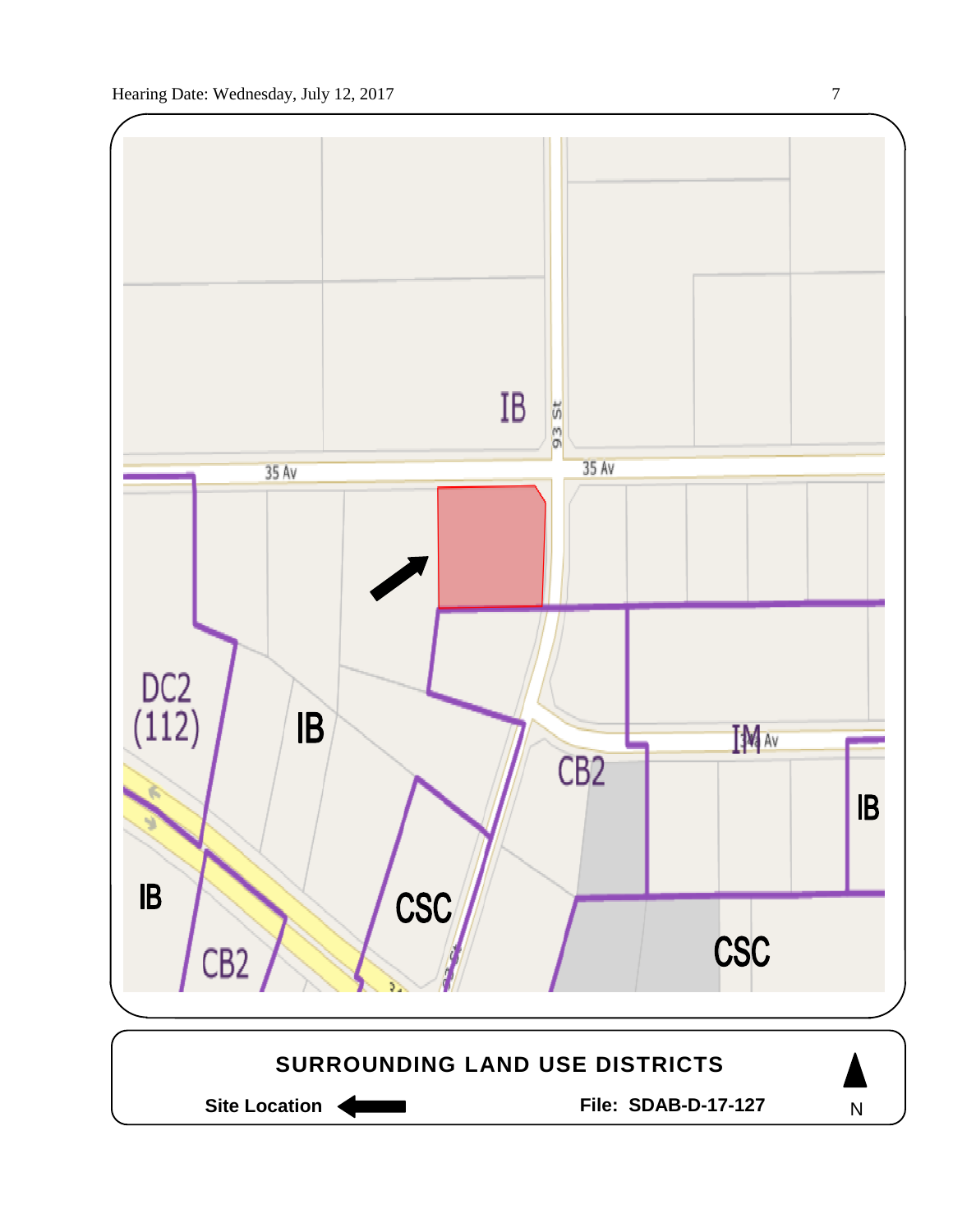IB

35 Av

93 St

35 Av

DC2 (112)

IB

IM

34 Av

CB2

IB

IB

CSC

CSC

CB2

93 St

**SURROUNDING LAND USE DISTRICTS**

**Site Location** ⟵ **File: SDAB-D-17-127** N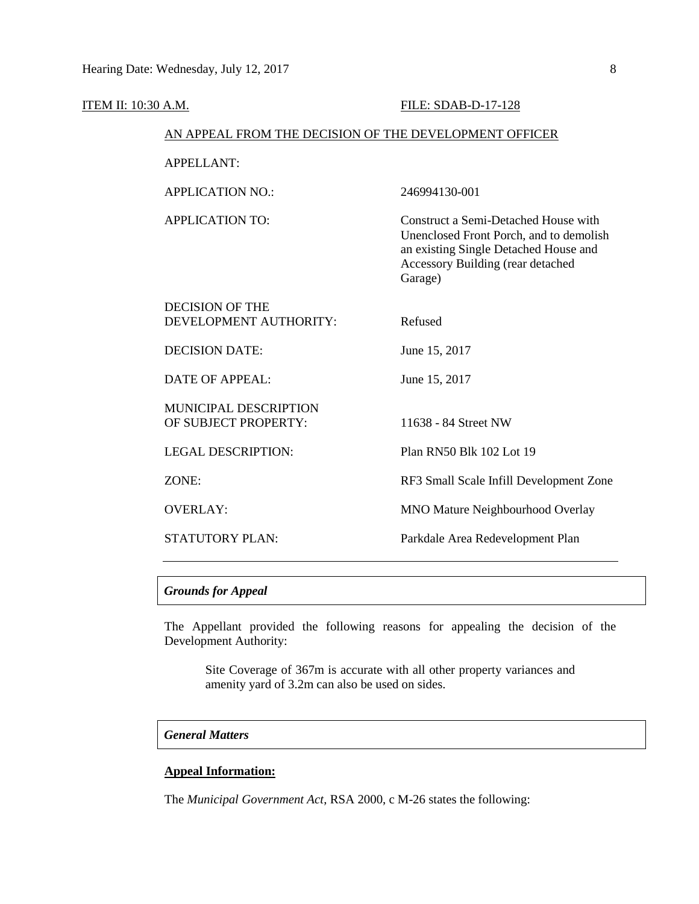ITEM II: 10:30 A.M. FILE: SDAB-D-17-128

AN APPEAL FROM THE DECISION OF THE DEVELOPMENT OFFICER

| | |
|---|---|
| APPELLANT: | |
| APPLICATION NO.: | 246994130-001 |
| APPLICATION TO: | Construct a Semi-Detached House with Unenclosed Front Porch, and to demolish an existing Single Detached House and Accessory Building (rear detached Garage) |
| DECISION OF THE DEVELOPMENT AUTHORITY: | Refused |
| DECISION DATE: | June 15, 2017 |
| DATE OF APPEAL: | June 15, 2017 |
| MUNICIPAL DESCRIPTION OF SUBJECT PROPERTY: | 11638 - 84 Street NW |
| LEGAL DESCRIPTION: | Plan RN50 Blk 102 Lot 19 |
| ZONE: | RF3 Small Scale Infill Development Zone |
| OVERLAY: | MNO Mature Neighbourhood Overlay |
| STATUTORY PLAN: | Parkdale Area Redevelopment Plan |

### *Grounds for Appeal*

The Appellant provided the following reasons for appealing the decision of the Development Authority:

> Site Coverage of 367m is accurate with all other property variances and amenity yard of 3.2m can also be used on sides.

### *General Matters*

**Appeal Information:**

The *Municipal Government Act*, RSA 2000, c M-26 states the following: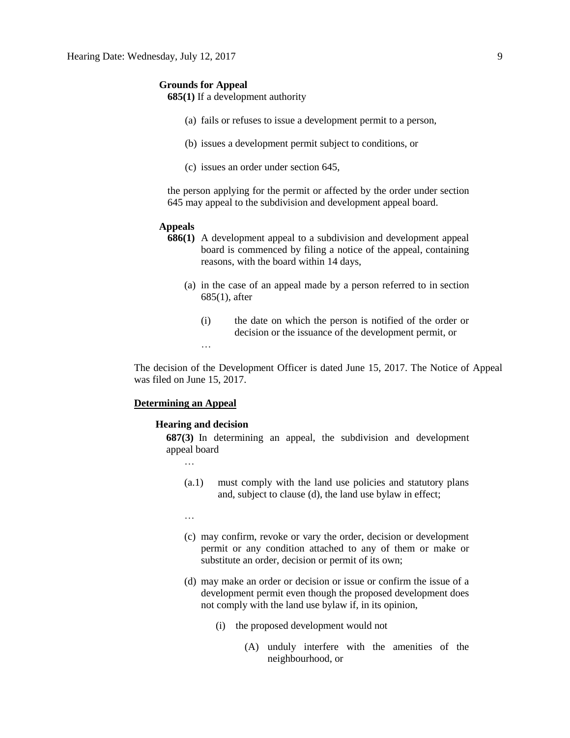**Grounds for Appeal**

**685(1)** If a development authority

(a) fails or refuses to issue a development permit to a person,

(b) issues a development permit subject to conditions, or

(c) issues an order under section 645,

the person applying for the permit or affected by the order under section 645 may appeal to the subdivision and development appeal board.

**Appeals**

**686(1)** A development appeal to a subdivision and development appeal board is commenced by filing a notice of the appeal, containing reasons, with the board within 14 days,

(a) in the case of an appeal made by a person referred to in section 685(1), after

(i) the date on which the person is notified of the order or decision or the issuance of the development permit, or

…

The decision of the Development Officer is dated June 15, 2017. The Notice of Appeal was filed on June 15, 2017.

## Determining an Appeal

**Hearing and decision**

**687(3)** In determining an appeal, the subdivision and development appeal board

…

(a.1) must comply with the land use policies and statutory plans and, subject to clause (d), the land use bylaw in effect;

…

(c) may confirm, revoke or vary the order, decision or development permit or any condition attached to any of them or make or substitute an order, decision or permit of its own;

(d) may make an order or decision or issue or confirm the issue of a development permit even though the proposed development does not comply with the land use bylaw if, in its opinion,

(i) the proposed development would not

(A) unduly interfere with the amenities of the neighbourhood, or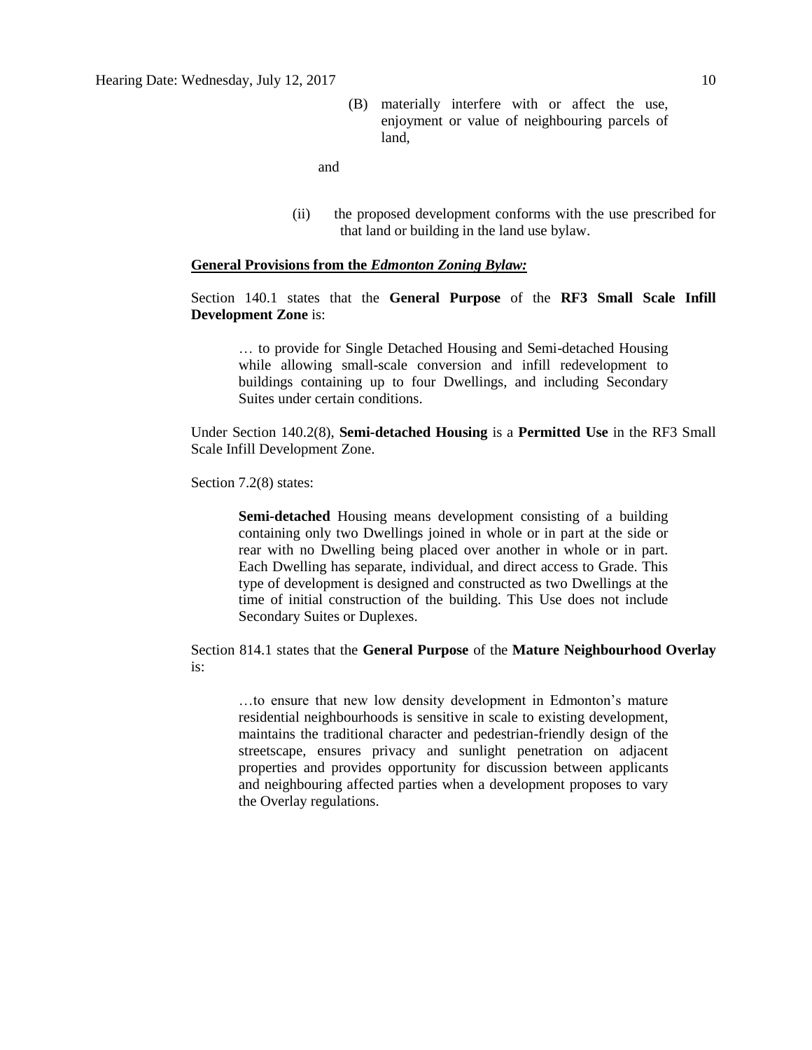(B) materially interfere with or affect the use, enjoyment or value of neighbouring parcels of land,

and

(ii) the proposed development conforms with the use prescribed for that land or building in the land use bylaw.

**General Provisions from the *Edmonton Zoning Bylaw:***

Section 140.1 states that the **General Purpose** of the **RF3 Small Scale Infill Development Zone** is:

> … to provide for Single Detached Housing and Semi-detached Housing while allowing small-scale conversion and infill redevelopment to buildings containing up to four Dwellings, and including Secondary Suites under certain conditions.

Under Section 140.2(8), **Semi-detached Housing** is a **Permitted Use** in the RF3 Small Scale Infill Development Zone.

Section 7.2(8) states:

> **Semi-detached** Housing means development consisting of a building containing only two Dwellings joined in whole or in part at the side or rear with no Dwelling being placed over another in whole or in part. Each Dwelling has separate, individual, and direct access to Grade. This type of development is designed and constructed as two Dwellings at the time of initial construction of the building. This Use does not include Secondary Suites or Duplexes.

Section 814.1 states that the **General Purpose** of the **Mature Neighbourhood Overlay** is:

> …to ensure that new low density development in Edmonton's mature residential neighbourhoods is sensitive in scale to existing development, maintains the traditional character and pedestrian-friendly design of the streetscape, ensures privacy and sunlight penetration on adjacent properties and provides opportunity for discussion between applicants and neighbouring affected parties when a development proposes to vary the Overlay regulations.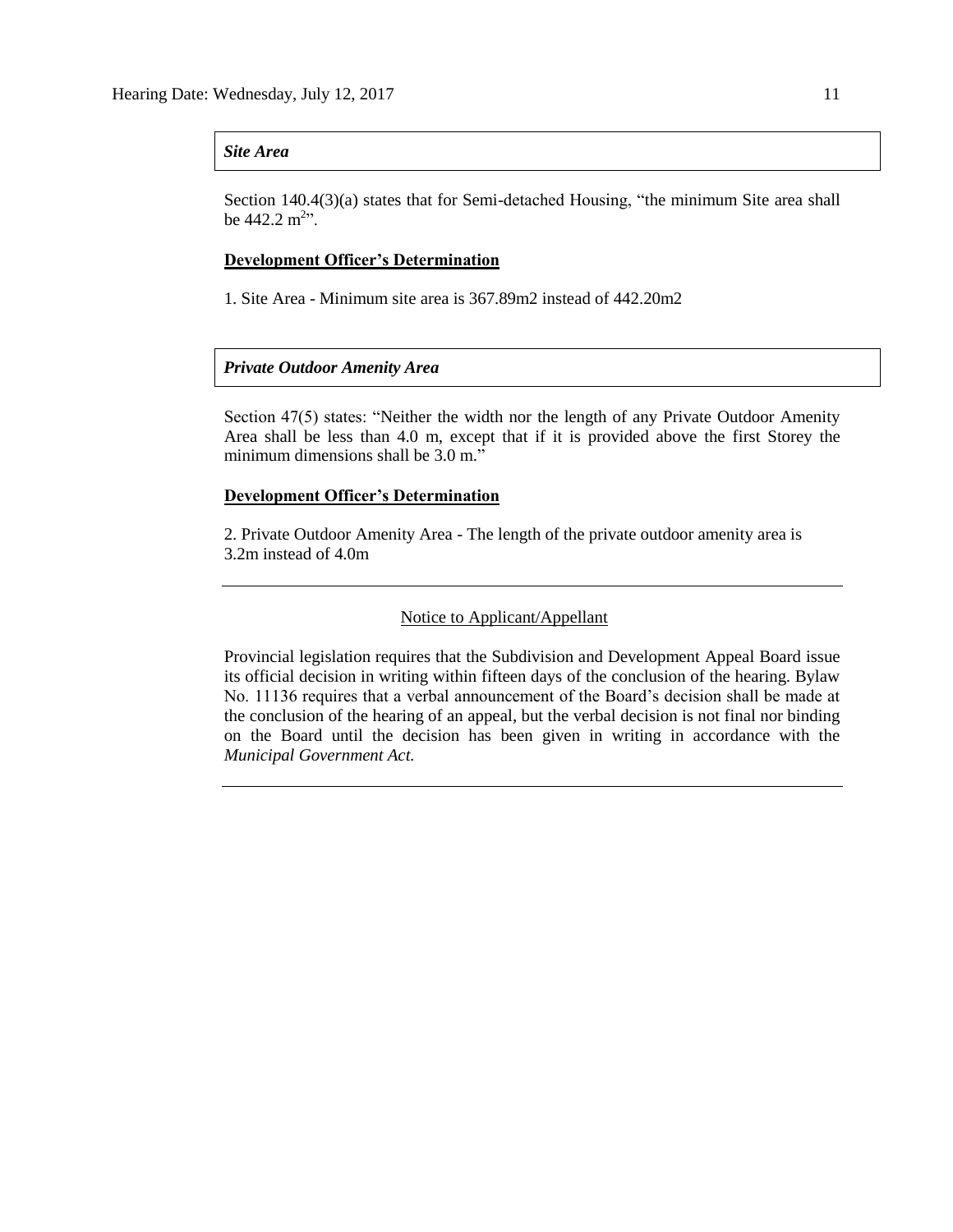*Site Area*

Section 140.4(3)(a) states that for Semi-detached Housing, "the minimum Site area shall be 442.2 $m^2$".

**Development Officer's Determination**

1. Site Area - Minimum site area is 367.89m2 instead of 442.20m2

*Private Outdoor Amenity Area*

Section 47(5) states: "Neither the width nor the length of any Private Outdoor Amenity Area shall be less than 4.0 m, except that if it is provided above the first Storey the minimum dimensions shall be 3.0 m."

**Development Officer's Determination**

2. Private Outdoor Amenity Area - The length of the private outdoor amenity area is 3.2m instead of 4.0m

---

Notice to Applicant/Appellant

Provincial legislation requires that the Subdivision and Development Appeal Board issue its official decision in writing within fifteen days of the conclusion of the hearing. Bylaw No. 11136 requires that a verbal announcement of the Board's decision shall be made at the conclusion of the hearing of an appeal, but the verbal decision is not final nor binding on the Board until the decision has been given in writing in accordance with the *Municipal Government Act.*

---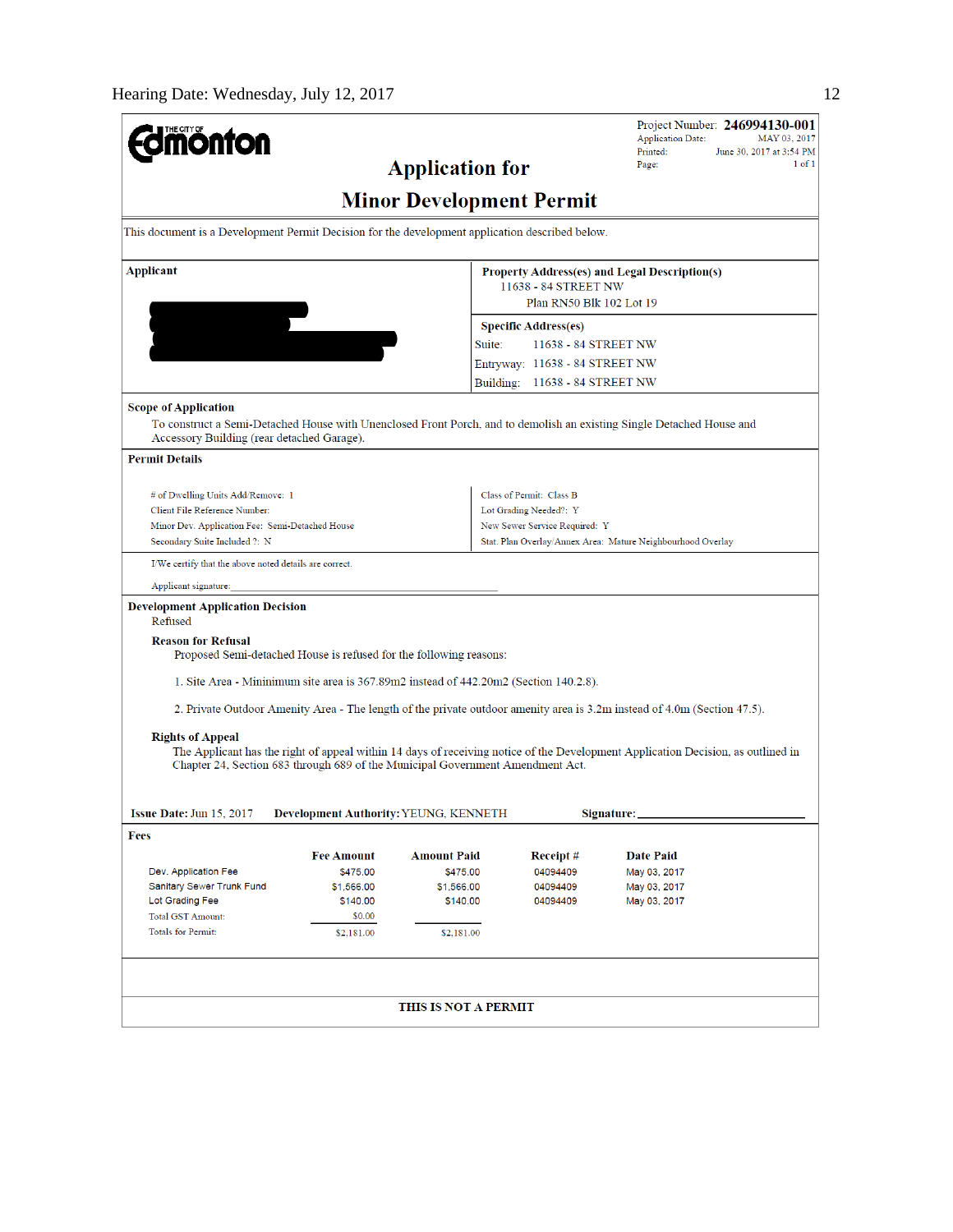Project Number: **246994130-001**
Application Date: MAY 03, 2017
Printed: June 30, 2017 at 3:54 PM
Page: 1 of 1

# Application for Minor Development Permit

This document is a Development Permit Decision for the development application described below.

**Applicant**

**Property Address(es) and Legal Description(s)**
11638 - 84 STREET NW
Plan RN50 Blk 102 Lot 19

**Specific Address(es)**
Suite: 11638 - 84 STREET NW
Entryway: 11638 - 84 STREET NW
Building: 11638 - 84 STREET NW

**Scope of Application**

To construct a Semi-Detached House with Unenclosed Front Porch, and to demolish an existing Single Detached House and Accessory Building (rear detached Garage).

**Permit Details**

# of Dwelling Units Add/Remove: 1
Client File Reference Number:
Minor Dev. Application Fee: Semi-Detached House
Secondary Suite Included ?: N

Class of Permit: Class B
Lot Grading Needed?: Y
New Sewer Service Required: Y
Stat. Plan Overlay/Annex Area: Mature Neighbourhood Overlay

I/We certify that the above noted details are correct.

Applicant signature:

**Development Application Decision**

Refused

**Reason for Refusal**

Proposed Semi-detached House is refused for the following reasons:

1. Site Area - Mininimum site area is 367.89m2 instead of 442.20m2 (Section 140.2.8).

2. Private Outdoor Amenity Area - The length of the private outdoor amenity area is 3.2m instead of 4.0m (Section 47.5).

**Rights of Appeal**

The Applicant has the right of appeal within 14 days of receiving notice of the Development Application Decision, as outlined in Chapter 24, Section 683 through 689 of the Municipal Government Amendment Act.

**Issue Date:** Jun 15, 2017 **Development Authority:** YEUNG, KENNETH **Signature:**

**Fees**

| | Fee Amount | Amount Paid | Receipt # | Date Paid |
|---|---|---|---|---|
| Dev. Application Fee | $475.00 | $475.00 | 04094409 | May 03, 2017 |
| Sanitary Sewer Trunk Fund | $1,566.00 | $1,566.00 | 04094409 | May 03, 2017 |
| Lot Grading Fee | $140.00 | $140.00 | 04094409 | May 03, 2017 |
| Total GST Amount: | $0.00 | | | |
| Totals for Permit: | $2,181.00 | $2,181.00 | | |

**THIS IS NOT A PERMIT**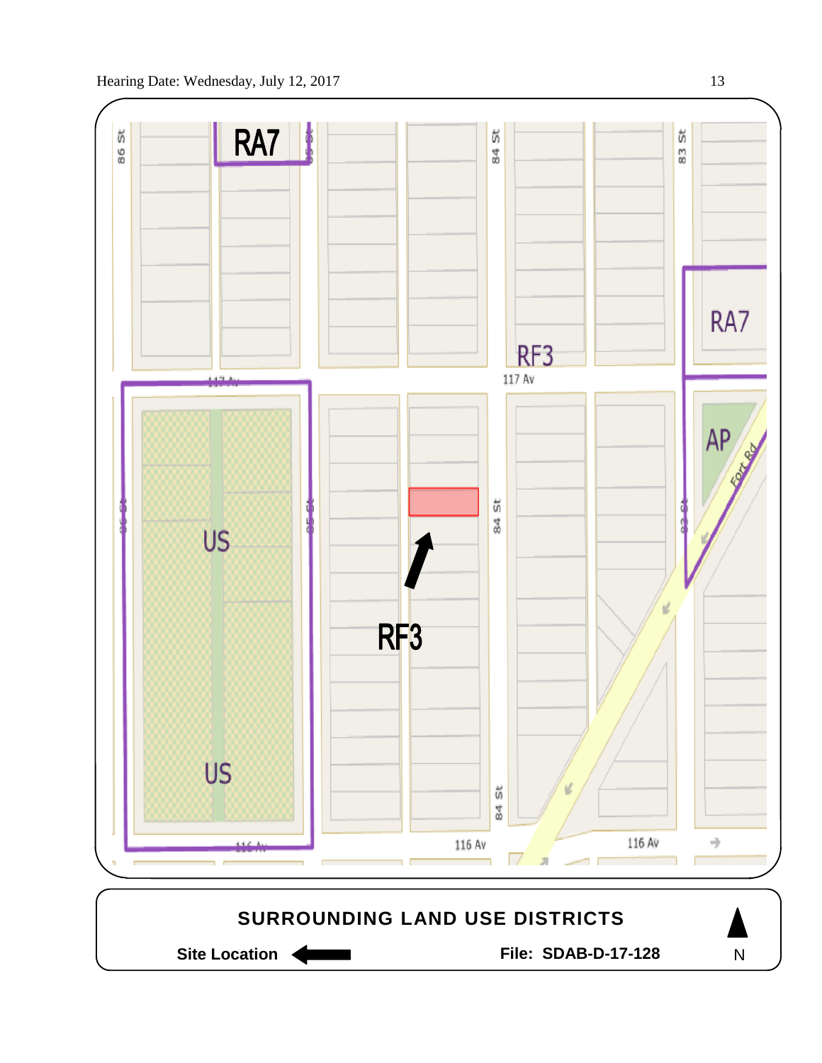86 St

RA7

85 St

84 St

83 St

RA7

RF3

117 Av

117 Av

US

US

85 St

85 St

AP

Fort Rd

84 St

RF3

83 St

84 St

116 Av

116 Av

116 Av

**SURROUNDING LAND USE DISTRICTS**

**Site Location**

**File: SDAB-D-17-128**

N